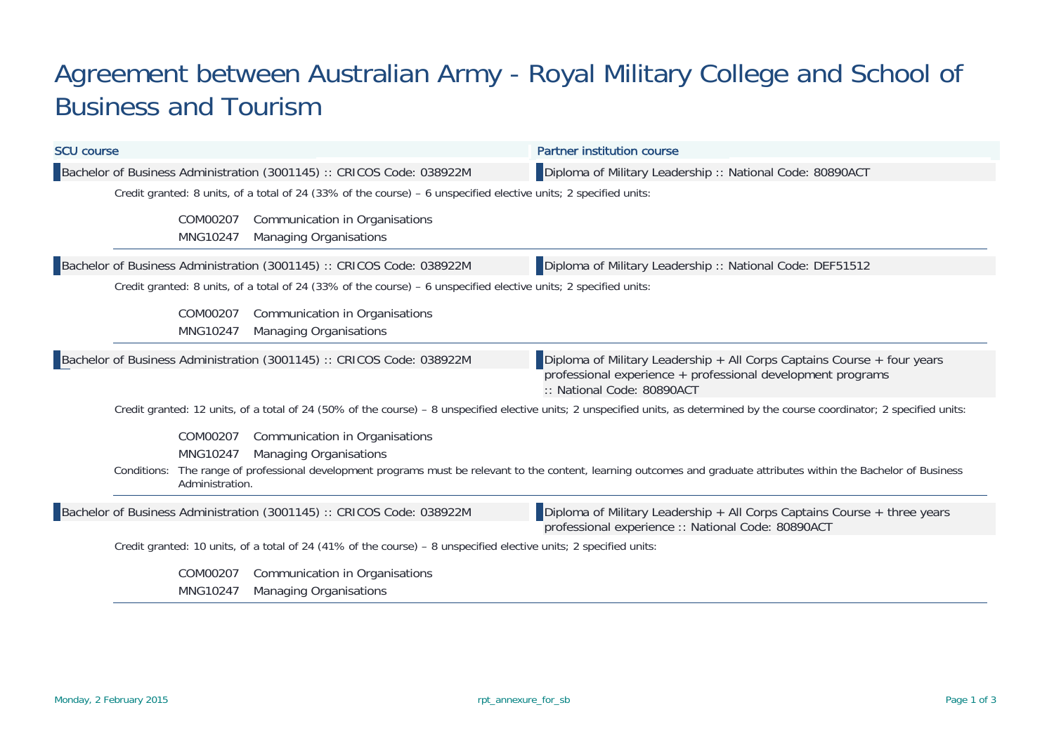# Agreement between Australian Army - Royal Military College and School of Business and Tourism

| SCU course | Partner institution course |
| --- | --- |
| Bachelor of Business Administration (3001145) :: CRICOS Code: 038922M | Diploma of Military Leadership :: National Code: 80890ACT |

Credit granted: 8 units, of a total of 24 (33% of the course) – 6 unspecified elective units; 2 specified units:

- COM00207 Communication in Organisations
- MNG10247 Managing Organisations

| SCU course | Partner institution course |
| --- | --- |
| Bachelor of Business Administration (3001145) :: CRICOS Code: 038922M | Diploma of Military Leadership :: National Code: DEF51512 |

Credit granted: 8 units, of a total of 24 (33% of the course) – 6 unspecified elective units; 2 specified units:

- COM00207 Communication in Organisations
- MNG10247 Managing Organisations

| SCU course | Partner institution course |
| --- | --- |
| Bachelor of Business Administration (3001145) :: CRICOS Code: 038922M | Diploma of Military Leadership + All Corps Captains Course + four years professional experience + professional development programs :: National Code: 80890ACT |

Credit granted: 12 units, of a total of 24 (50% of the course) – 8 unspecified elective units; 2 unspecified units, as determined by the course coordinator; 2 specified units:

- COM00207 Communication in Organisations
- MNG10247 Managing Organisations

Conditions: The range of professional development programs must be relevant to the content, learning outcomes and graduate attributes within the Bachelor of Business Administration.

| SCU course | Partner institution course |
| --- | --- |
| Bachelor of Business Administration (3001145) :: CRICOS Code: 038922M | Diploma of Military Leadership + All Corps Captains Course + three years professional experience :: National Code: 80890ACT |

Credit granted: 10 units, of a total of 24 (41% of the course) – 8 unspecified elective units; 2 specified units:

- COM00207 Communication in Organisations
- MNG10247 Managing Organisations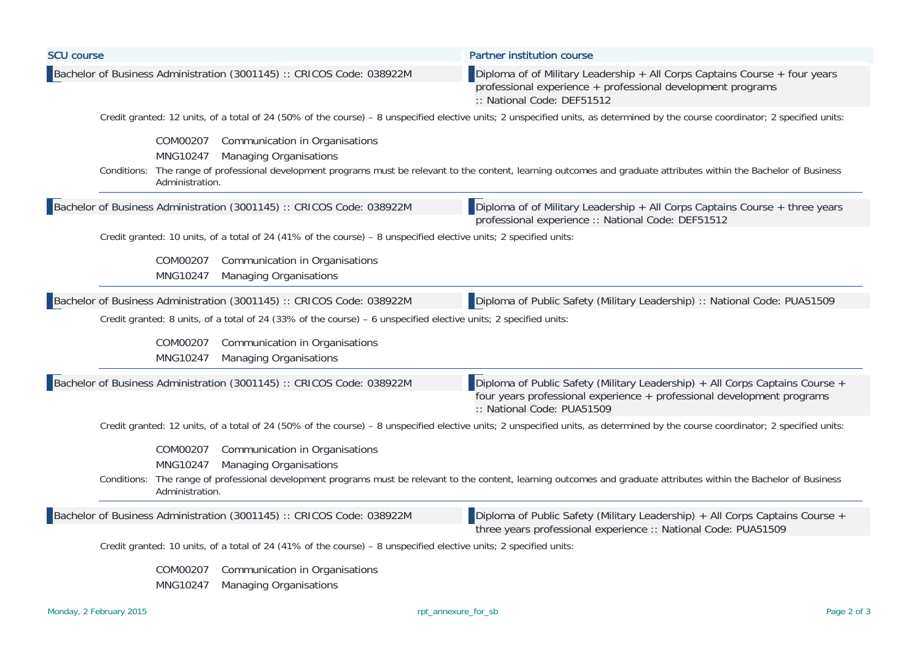| SCU course | Partner institution course |
|---|---|
| Bachelor of Business Administration (3001145) :: CRICOS Code: 038922M | Diploma of of Military Leadership + All Corps Captains Course + four years professional experience + professional development programs :: National Code: DEF51512 |

Credit granted: 12 units, of a total of 24 (50% of the course) – 8 unspecified elective units; 2 unspecified units, as determined by the course coordinator; 2 specified units:

- COM00207 Communication in Organisations
- MNG10247 Managing Organisations

Conditions: The range of professional development programs must be relevant to the content, learning outcomes and graduate attributes within the Bachelor of Business Administration.

---

| SCU course | Partner institution course |
|---|---|
| Bachelor of Business Administration (3001145) :: CRICOS Code: 038922M | Diploma of of Military Leadership + All Corps Captains Course + three years professional experience :: National Code: DEF51512 |

Credit granted: 10 units, of a total of 24 (41% of the course) – 8 unspecified elective units; 2 specified units:

- COM00207 Communication in Organisations
- MNG10247 Managing Organisations

---

| SCU course | Partner institution course |
|---|---|
| Bachelor of Business Administration (3001145) :: CRICOS Code: 038922M | Diploma of Public Safety (Military Leadership) :: National Code: PUA51509 |

Credit granted: 8 units, of a total of 24 (33% of the course) – 6 unspecified elective units; 2 specified units:

- COM00207 Communication in Organisations
- MNG10247 Managing Organisations

---

| SCU course | Partner institution course |
|---|---|
| Bachelor of Business Administration (3001145) :: CRICOS Code: 038922M | Diploma of Public Safety (Military Leadership) + All Corps Captains Course + four years professional experience + professional development programs :: National Code: PUA51509 |

Credit granted: 12 units, of a total of 24 (50% of the course) – 8 unspecified elective units; 2 unspecified units, as determined by the course coordinator; 2 specified units:

- COM00207 Communication in Organisations
- MNG10247 Managing Organisations

Conditions: The range of professional development programs must be relevant to the content, learning outcomes and graduate attributes within the Bachelor of Business Administration.

---

| SCU course | Partner institution course |
|---|---|
| Bachelor of Business Administration (3001145) :: CRICOS Code: 038922M | Diploma of Public Safety (Military Leadership) + All Corps Captains Course + three years professional experience :: National Code: PUA51509 |

Credit granted: 10 units, of a total of 24 (41% of the course) – 8 unspecified elective units; 2 specified units:

- COM00207 Communication in Organisations
- MNG10247 Managing Organisations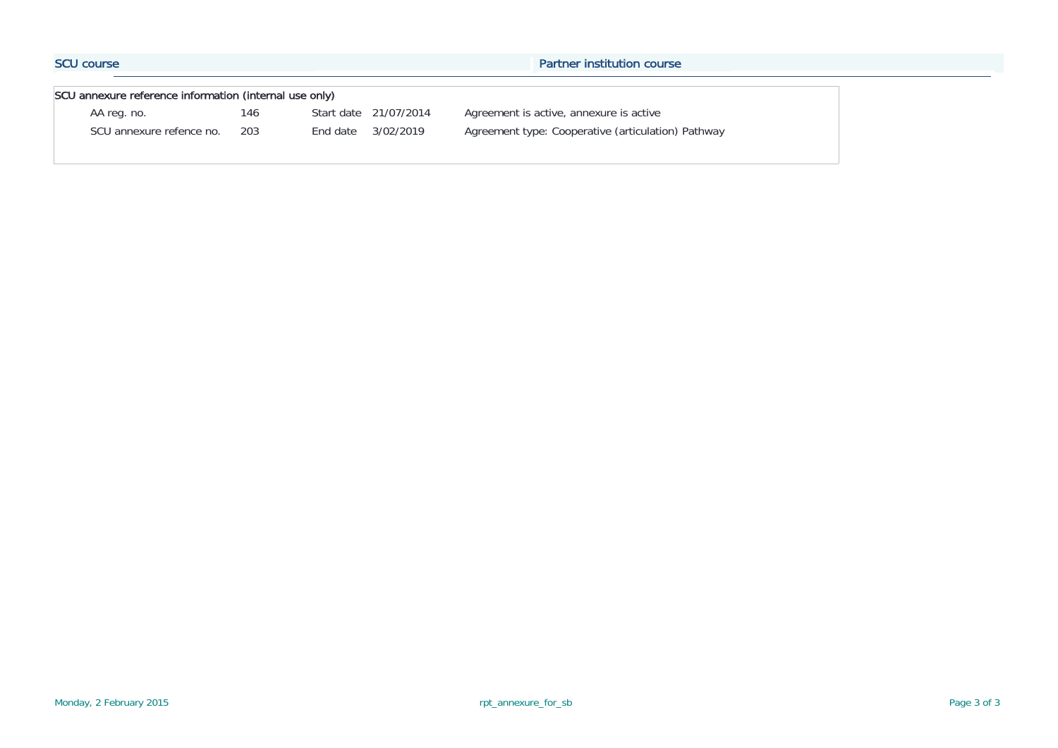| SCU course | Partner institution course |
| --- | --- |

**SCU annexure reference information (internal use only)**

| | | | | |
| --- | --- | --- | --- | --- |
| AA reg. no. | 146 | Start date | 21/07/2014 | Agreement is active, annexure is active |
| SCU annexure refence no. | 203 | End date | 3/02/2019 | Agreement type: Cooperative (articulation) Pathway |